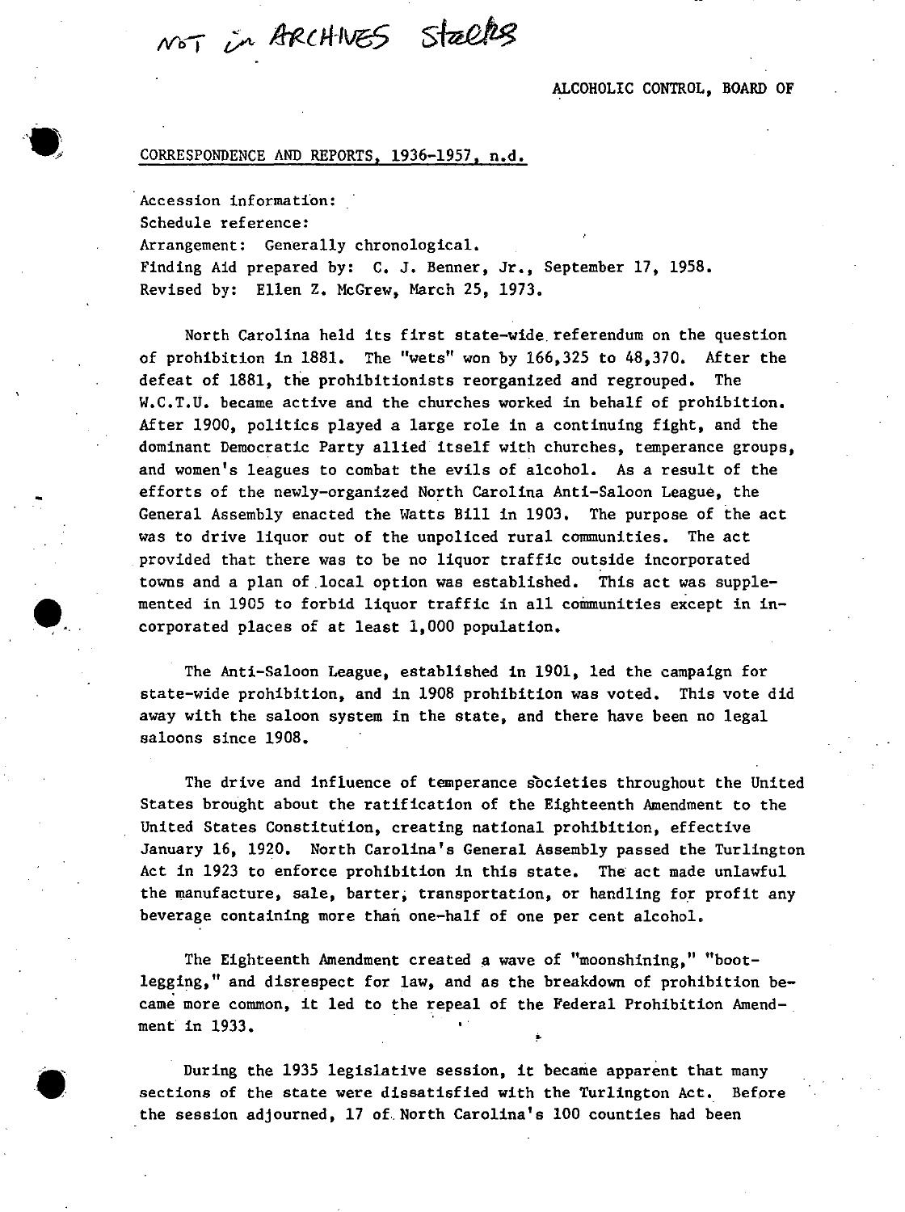NOT in ARCHIVES Stacks

ALCOHOLIC CONTROL, BOARD OF

CORRESPONDENCE AND REPORTS, 1936-1957, n.d.

Accession information:
Schedule reference:
Arrangement: Generally chronological.
Finding Aid prepared by: C. J. Benner, Jr., September 17, 1958.
Revised by: Ellen Z. McGrew, March 25, 1973.

North Carolina held its first state-wide referendum on the question of prohibition in 1881. The "wets" won by 166,325 to 48,370. After the defeat of 1881, the prohibitionists reorganized and regrouped. The W.C.T.U. became active and the churches worked in behalf of prohibition. After 1900, politics played a large role in a continuing fight, and the dominant Democratic Party allied itself with churches, temperance groups, and women's leagues to combat the evils of alcohol. As a result of the efforts of the newly-organized North Carolina Anti-Saloon League, the General Assembly enacted the Watts Bill in 1903. The purpose of the act was to drive liquor out of the unpoliced rural communities. The act provided that there was to be no liquor traffic outside incorporated towns and a plan of local option was established. This act was supplemented in 1905 to forbid liquor traffic in all communities except in incorporated places of at least 1,000 population.

The Anti-Saloon League, established in 1901, led the campaign for state-wide prohibition, and in 1908 prohibition was voted. This vote did away with the saloon system in the state, and there have been no legal saloons since 1908.

The drive and influence of temperance societies throughout the United States brought about the ratification of the Eighteenth Amendment to the United States Constitution, creating national prohibition, effective January 16, 1920. North Carolina's General Assembly passed the Turlington Act in 1923 to enforce prohibition in this state. The act made unlawful the manufacture, sale, barter, transportation, or handling for profit any beverage containing more than one-half of one per cent alcohol.

The Eighteenth Amendment created a wave of "moonshining," "bootlegging," and disrespect for law, and as the breakdown of prohibition became more common, it led to the repeal of the Federal Prohibition Amendment in 1933.

During the 1935 legislative session, it became apparent that many sections of the state were dissatisfied with the Turlington Act. Before the session adjourned, 17 of North Carolina's 100 counties had been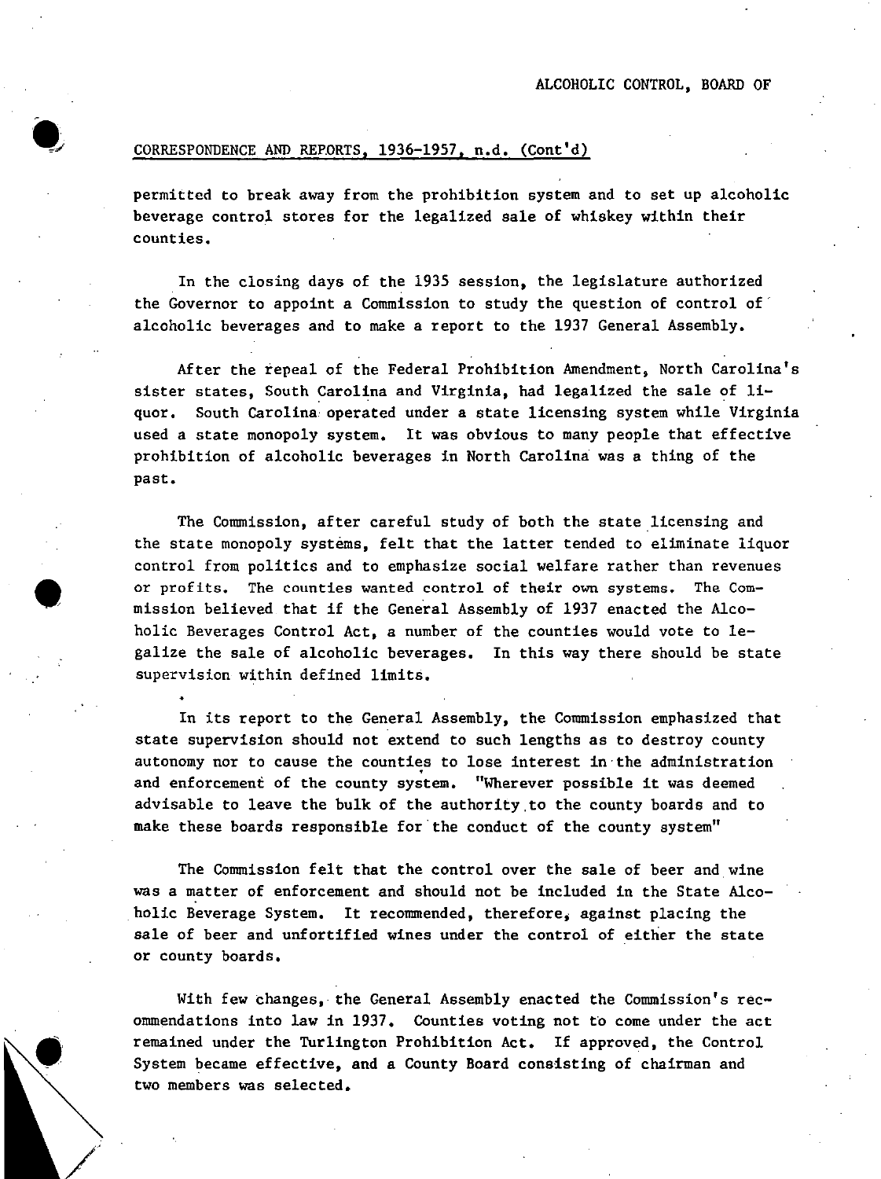CORRESPONDENCE AND REPORTS, 1936-1957, n.d. (Cont'd)

permitted to break away from the prohibition system and to set up alcoholic beverage control stores for the legalized sale of whiskey within their counties.

In the closing days of the 1935 session, the legislature authorized the Governor to appoint a Commission to study the question of control of alcoholic beverages and to make a report to the 1937 General Assembly.

After the repeal of the Federal Prohibition Amendment, North Carolina's sister states, South Carolina and Virginia, had legalized the sale of liquor. South Carolina operated under a state licensing system while Virginia used a state monopoly system. It was obvious to many people that effective prohibition of alcoholic beverages in North Carolina was a thing of the past.

The Commission, after careful study of both the state licensing and the state monopoly systems, felt that the latter tended to eliminate liquor control from politics and to emphasize social welfare rather than revenues or profits. The counties wanted control of their own systems. The Commission believed that if the General Assembly of 1937 enacted the Alcoholic Beverages Control Act, a number of the counties would vote to legalize the sale of alcoholic beverages. In this way there should be state supervision within defined limits.

In its report to the General Assembly, the Commission emphasized that state supervision should not extend to such lengths as to destroy county autonomy nor to cause the counties to lose interest in the administration and enforcement of the county system. "Wherever possible it was deemed advisable to leave the bulk of the authority to the county boards and to make these boards responsible for the conduct of the county system"

The Commission felt that the control over the sale of beer and wine was a matter of enforcement and should not be included in the State Alcoholic Beverage System. It recommended, therefore, against placing the sale of beer and unfortified wines under the control of either the state or county boards.

With few changes, the General Assembly enacted the Commission's recommendations into law in 1937. Counties voting not to come under the act remained under the Turlington Prohibition Act. If approved, the Control System became effective, and a County Board consisting of chairman and two members was selected.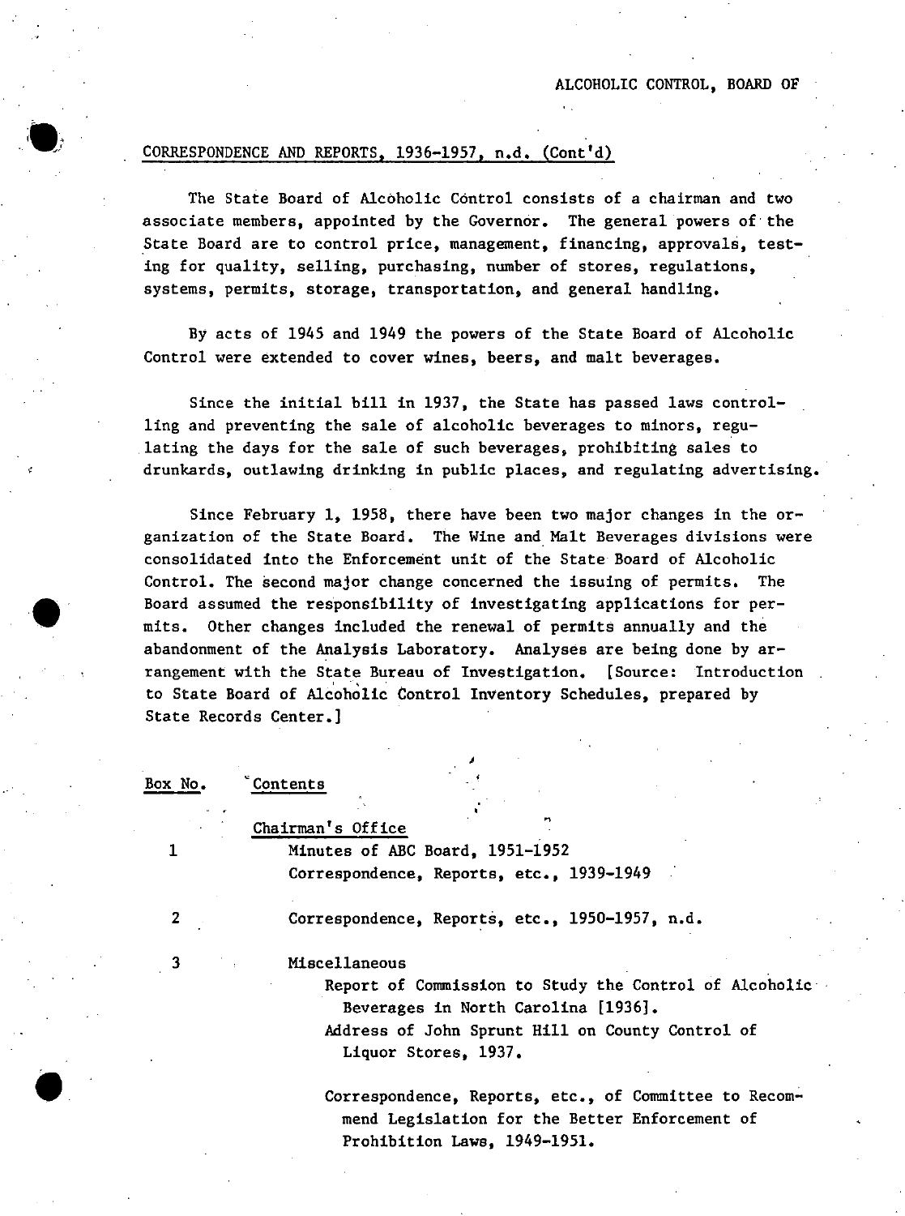CORRESPONDENCE AND REPORTS, 1936-1957, n.d. (Cont'd)

The State Board of Alcoholic Control consists of a chairman and two associate members, appointed by the Governor. The general powers of the State Board are to control price, management, financing, approvals, testing for quality, selling, purchasing, number of stores, regulations, systems, permits, storage, transportation, and general handling.

By acts of 1945 and 1949 the powers of the State Board of Alcoholic Control were extended to cover wines, beers, and malt beverages.

Since the initial bill in 1937, the State has passed laws controlling and preventing the sale of alcoholic beverages to minors, regulating the days for the sale of such beverages, prohibiting sales to drunkards, outlawing drinking in public places, and regulating advertising.

Since February 1, 1958, there have been two major changes in the organization of the State Board. The Wine and Malt Beverages divisions were consolidated into the Enforcement unit of the State Board of Alcoholic Control. The second major change concerned the issuing of permits. The Board assumed the responsibility of investigating applications for permits. Other changes included the renewal of permits annually and the abandonment of the Analysis Laboratory. Analyses are being done by arrangement with the State Bureau of Investigation. [Source: Introduction to State Board of Alcoholic Control Inventory Schedules, prepared by State Records Center.]

| Box No. | Contents |
|---|---|
| | Chairman's Office |
| 1 | Minutes of ABC Board, 1951-1952 |
| | Correspondence, Reports, etc., 1939-1949 |
| 2 | Correspondence, Reports, etc., 1950-1957, n.d. |
| 3 | Miscellaneous |
| | Report of Commission to Study the Control of Alcoholic Beverages in North Carolina [1936]. |
| | Address of John Sprunt Hill on County Control of Liquor Stores, 1937. |
| | Correspondence, Reports, etc., of Committee to Recommend Legislation for the Better Enforcement of Prohibition Laws, 1949-1951. |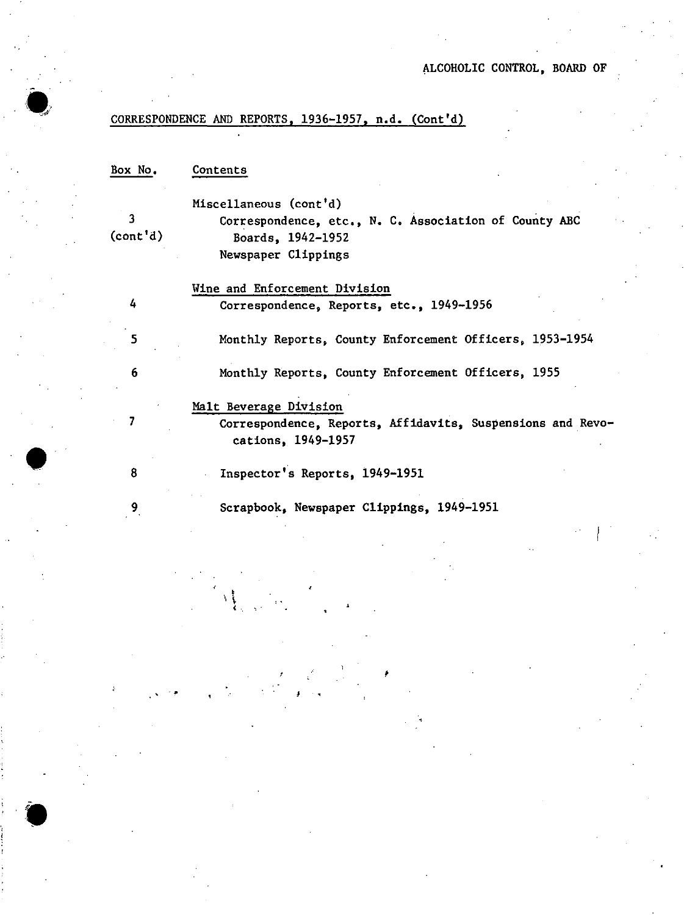ALCOHOLIC CONTROL, BOARD OF

CORRESPONDENCE AND REPORTS, 1936-1957, n.d. (Cont'd)

| Box No. | Contents |
|---|---|
| | Miscellaneous (cont'd) |
| 3 (cont'd) | Correspondence, etc., N. C. Association of County ABC Boards, 1942-1952 |
| | Newspaper Clippings |
| | Wine and Enforcement Division |
| 4 | Correspondence, Reports, etc., 1949-1956 |
| 5 | Monthly Reports, County Enforcement Officers, 1953-1954 |
| 6 | Monthly Reports, County Enforcement Officers, 1955 |
| | Malt Beverage Division |
| 7 | Correspondence, Reports, Affidavits, Suspensions and Revocations, 1949-1957 |
| 8 | Inspector's Reports, 1949-1951 |
| 9 | Scrapbook, Newspaper Clippings, 1949-1951 |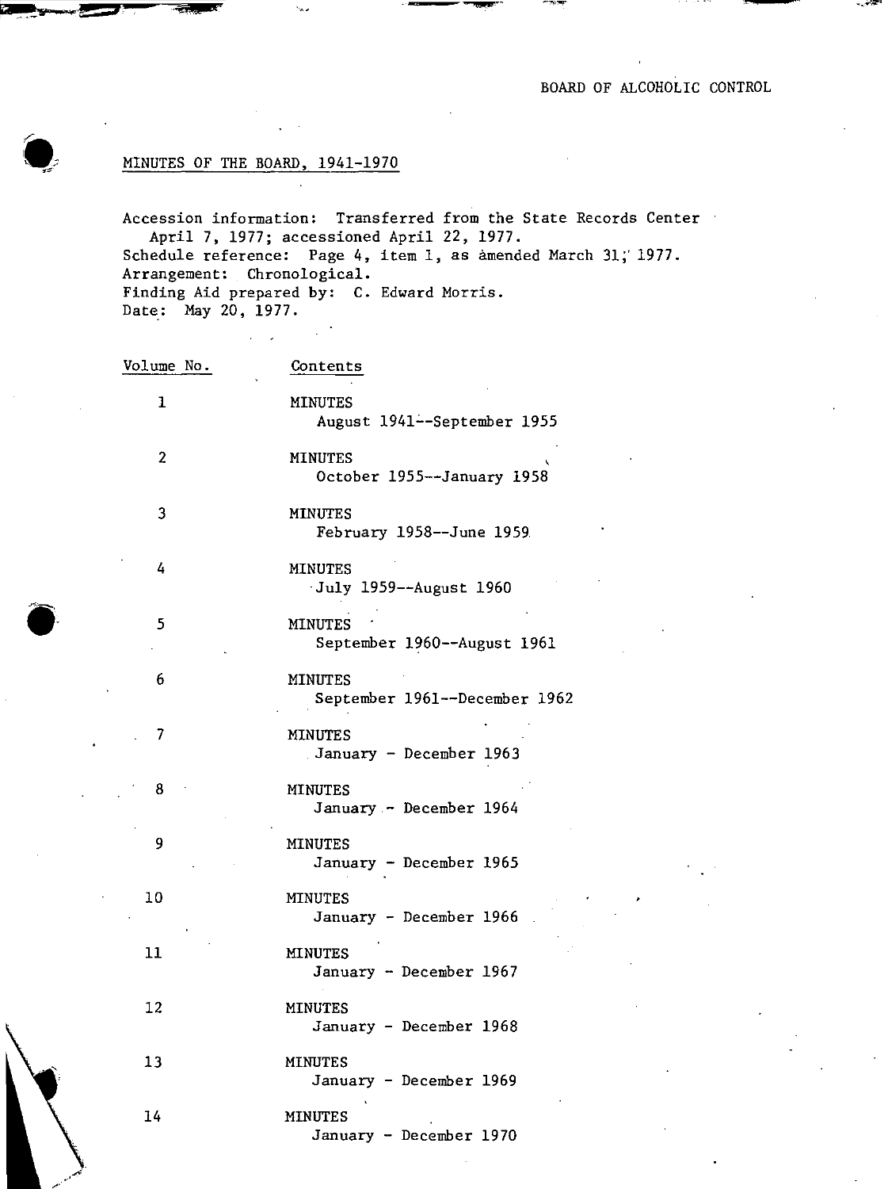BOARD OF ALCOHOLIC CONTROL

MINUTES OF THE BOARD, 1941-1970

Accession information: Transferred from the State Records Center April 7, 1977; accessioned April 22, 1977.
Schedule reference: Page 4, item 1, as amended March 31, 1977.
Arrangement: Chronological.
Finding Aid prepared by: C. Edward Morris.
Date: May 20, 1977.

| Volume No. | Contents |
|---|---|
| 1 | MINUTES<br>August 1941--September 1955 |
| 2 | MINUTES<br>October 1955--January 1958 |
| 3 | MINUTES<br>February 1958--June 1959 |
| 4 | MINUTES<br>July 1959--August 1960 |
| 5 | MINUTES<br>September 1960--August 1961 |
| 6 | MINUTES<br>September 1961--December 1962 |
| 7 | MINUTES<br>January - December 1963 |
| 8 | MINUTES<br>January - December 1964 |
| 9 | MINUTES<br>January - December 1965 |
| 10 | MINUTES<br>January - December 1966 |
| 11 | MINUTES<br>January - December 1967 |
| 12 | MINUTES<br>January - December 1968 |
| 13 | MINUTES<br>January - December 1969 |
| 14 | MINUTES<br>January - December 1970 |